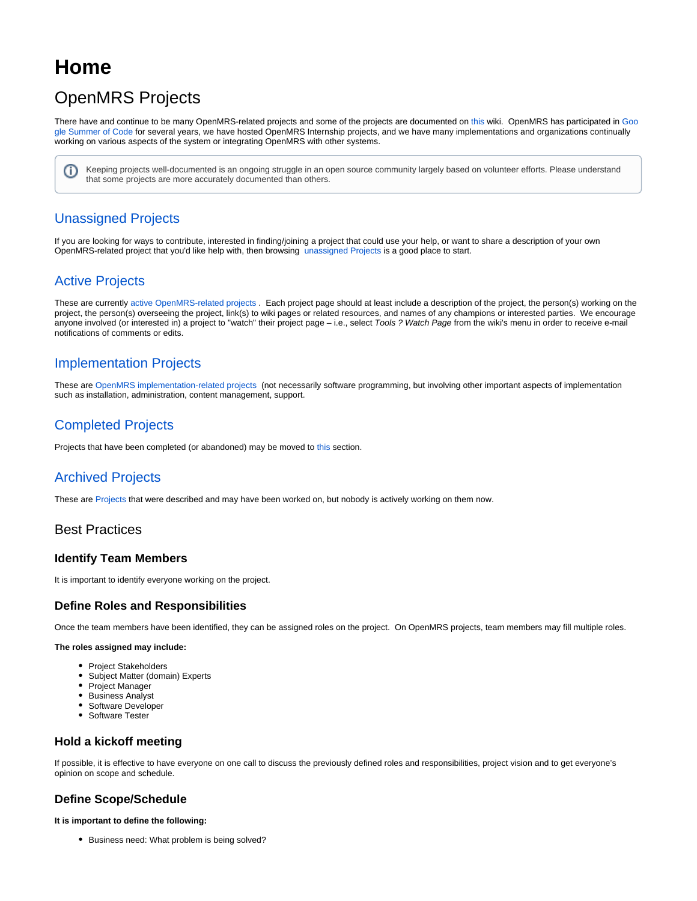# Home

## OpenMRS Projects

There have and continue to be many OpenMRS-related projects and some of the projects are documented on this wiki. OpenMRS has participated in Google Summer of Code for several years, we have hosted OpenMRS Internship projects, and we have many implementations and organizations continually working on various aspects of the system or integrating OpenMRS with other systems.

> Keeping projects well-documented is an ongoing struggle in an open source community largely based on volunteer efforts. Please understand that some projects are more accurately documented than others.

### Unassigned Projects

If you are looking for ways to contribute, interested in finding/joining a project that could use your help, or want to share a description of your own OpenMRS-related project that you'd like help with, then browsing unassigned Projects is a good place to start.

### Active Projects

These are currently active OpenMRS-related projects . Each project page should at least include a description of the project, the person(s) working on the project, the person(s) overseeing the project, link(s) to wiki pages or related resources, and names of any champions or interested parties. We encourage anyone involved (or interested in) a project to "watch" their project page – i.e., select *Tools ? Watch Page* from the wiki's menu in order to receive e-mail notifications of comments or edits.

### Implementation Projects

These are OpenMRS implementation-related projects (not necessarily software programming, but involving other important aspects of implementation such as installation, administration, content management, support.

### Completed Projects

Projects that have been completed (or abandoned) may be moved to this section.

### Archived Projects

These are Projects that were described and may have been worked on, but nobody is actively working on them now.

## Best Practices

### Identify Team Members

It is important to identify everyone working on the project.

### Define Roles and Responsibilities

Once the team members have been identified, they can be assigned roles on the project. On OpenMRS projects, team members may fill multiple roles.

**The roles assigned may include:**

- Project Stakeholders
- Subject Matter (domain) Experts
- Project Manager
- Business Analyst
- Software Developer
- Software Tester

### Hold a kickoff meeting

If possible, it is effective to have everyone on one call to discuss the previously defined roles and responsibilities, project vision and to get everyone's opinion on scope and schedule.

### Define Scope/Schedule

**It is important to define the following:**

- Business need: What problem is being solved?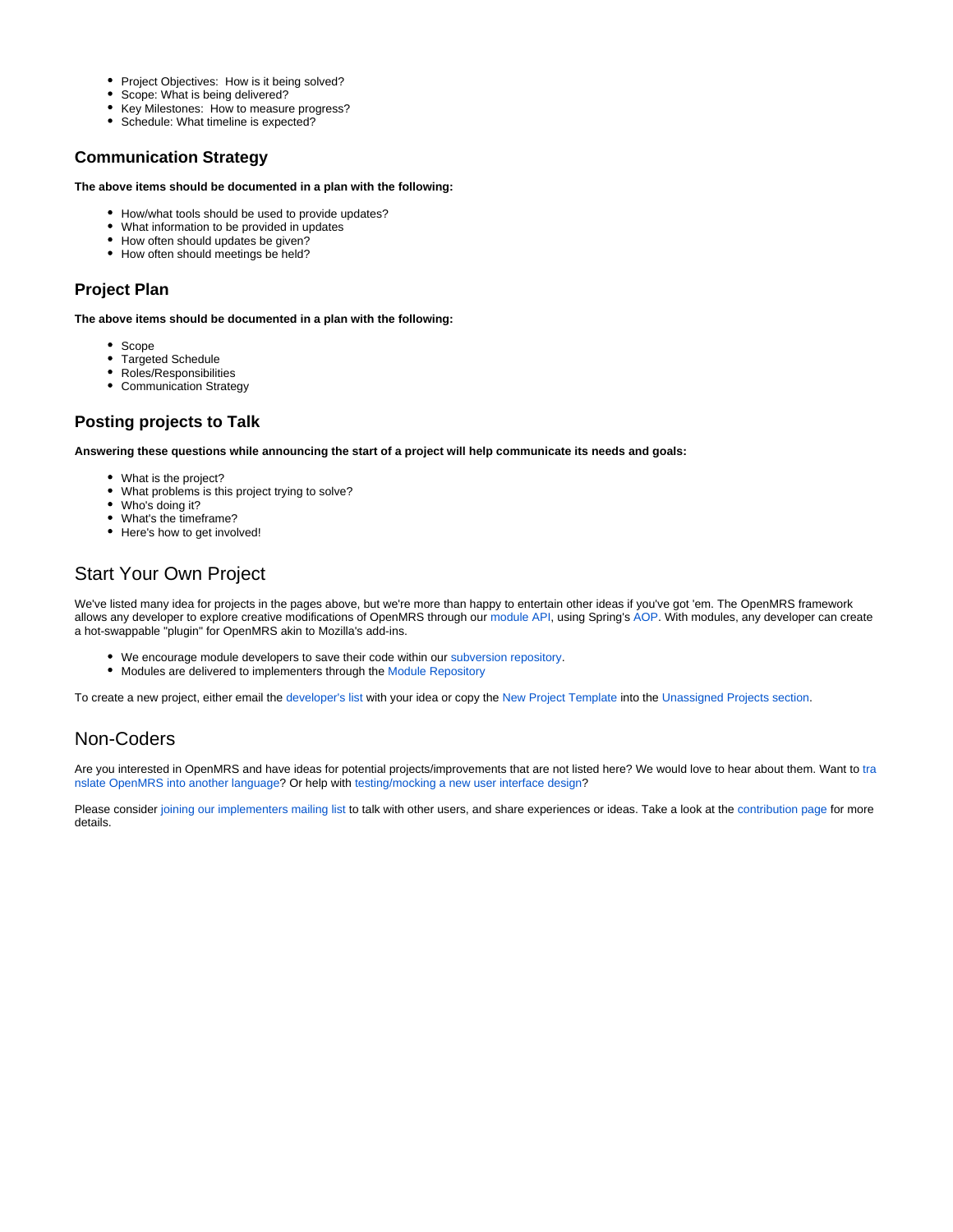- Project Objectives:  How is it being solved?
- Scope: What is being delivered?
- Key Milestones:  How to measure progress?
- Schedule: What timeline is expected?

### Communication Strategy

**The above items should be documented in a plan with the following:**

- How/what tools should be used to provide updates?
- What information to be provided in updates
- How often should updates be given?
- How often should meetings be held?

### Project Plan

**The above items should be documented in a plan with the following:**

- Scope
- Targeted Schedule
- Roles/Responsibilities
- Communication Strategy

### Posting projects to Talk

**Answering these questions while announcing the start of a project will help communicate its needs and goals:**

- What is the project?
- What problems is this project trying to solve?
- Who's doing it?
- What's the timeframe?
- Here's how to get involved!

## Start Your Own Project

We've listed many idea for projects in the pages above, but we're more than happy to entertain other ideas if you've got 'em. The OpenMRS framework allows any developer to explore creative modifications of OpenMRS through our module API, using Spring's AOP. With modules, any developer can create a hot-swappable "plugin" for OpenMRS akin to Mozilla's add-ins.

- We encourage module developers to save their code within our subversion repository.
- Modules are delivered to implementers through the Module Repository

To create a new project, either email the developer's list with your idea or copy the New Project Template into the Unassigned Projects section.

## Non-Coders

Are you interested in OpenMRS and have ideas for potential projects/improvements that are not listed here? We would love to hear about them. Want to translate OpenMRS into another language? Or help with testing/mocking a new user interface design?

Please consider joining our implementers mailing list to talk with other users, and share experiences or ideas. Take a look at the contribution page for more details.